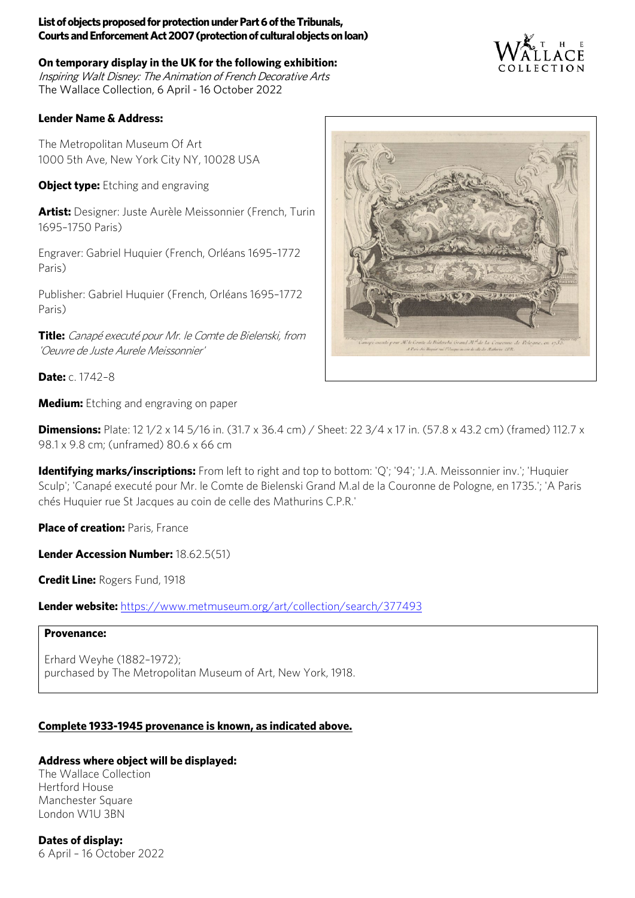**List of objects proposed for protection under Part 6 of the Tribunals, Courts and Enforcement Act 2007 (protection of cultural objects on loan)**

**On temporary display in the UK for the following exhibition:**
*Inspiring Walt Disney: The Animation of French Decorative Arts*
The Wallace Collection, 6 April - 16 October 2022

**Lender Name & Address:**

The Metropolitan Museum Of Art
1000 5th Ave, New York City NY, 10028 USA

**Object type:** Etching and engraving

**Artist:** Designer: Juste Aurèle Meissonnier (French, Turin 1695–1750 Paris)

Engraver: Gabriel Huquier (French, Orléans 1695–1772 Paris)

Publisher: Gabriel Huquier (French, Orléans 1695–1772 Paris)

**Title:** *Canapé executé pour Mr. le Comte de Bielenski, from 'Oeuvre de Juste Aurele Meissonnier'*

**Date:** c. 1742–8

**Medium:** Etching and engraving on paper

**Dimensions:** Plate: 12 1/2 x 14 5/16 in. (31.7 x 36.4 cm) / Sheet: 22 3/4 x 17 in. (57.8 x 43.2 cm) (framed) 112.7 x 98.1 x 9.8 cm; (unframed) 80.6 x 66 cm

**Identifying marks/inscriptions:** From left to right and top to bottom: 'Q'; '94'; 'J.A. Meissonnier inv.'; 'Huquier Sculp'; 'Canapé executé pour Mr. le Comte de Bielenski Grand M.al de la Couronne de Pologne, en 1735.'; 'A Paris chés Huquier rue St Jacques au coin de celle des Mathurins C.P.R.'

**Place of creation:** Paris, France

**Lender Accession Number:** 18.62.5(51)

**Credit Line:** Rogers Fund, 1918

**Lender website:** https://www.metmuseum.org/art/collection/search/377493

**Provenance:**

Erhard Weyhe (1882–1972);
purchased by The Metropolitan Museum of Art, New York, 1918.

**Complete 1933-1945 provenance is known, as indicated above.**

**Address where object will be displayed:**
The Wallace Collection
Hertford House
Manchester Square
London W1U 3BN

**Dates of display:**
6 April – 16 October 2022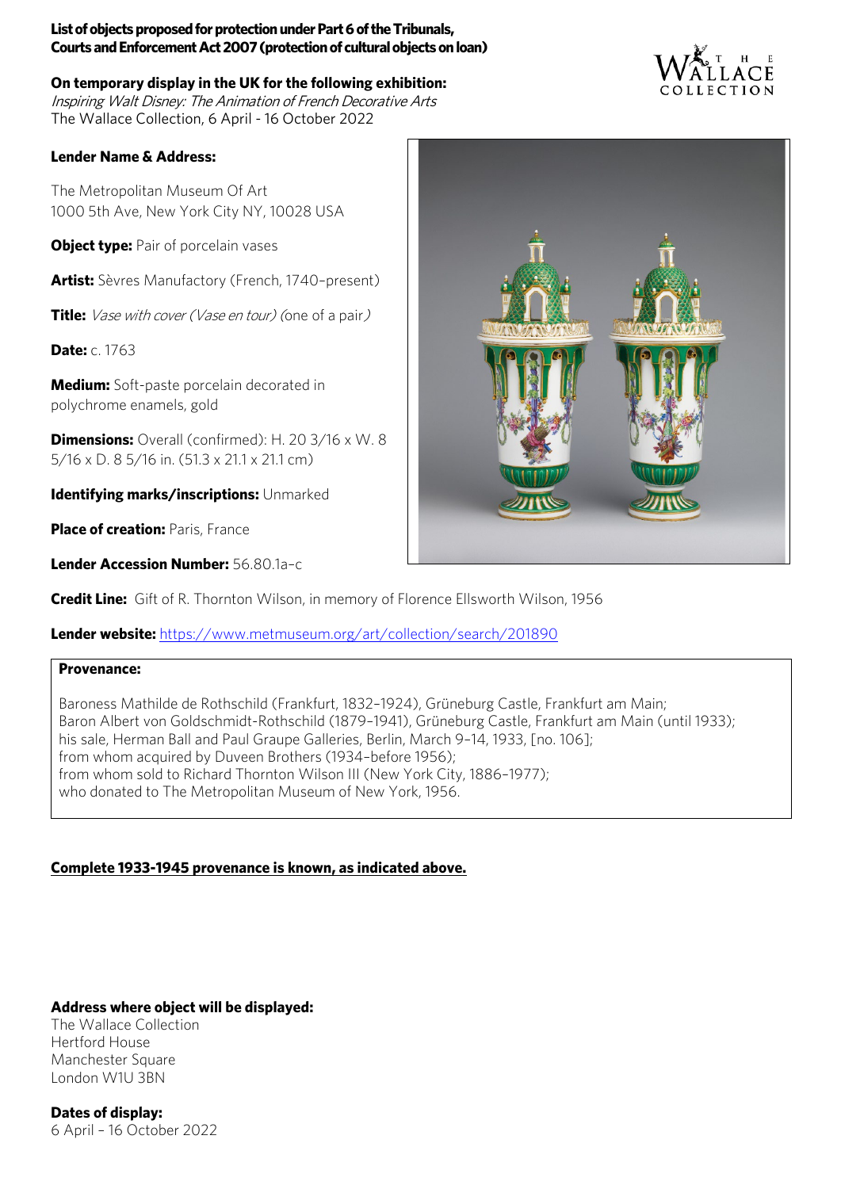**List of objects proposed for protection under Part 6 of the Tribunals, Courts and Enforcement Act 2007 (protection of cultural objects on loan)**

**On temporary display in the UK for the following exhibition:**
*Inspiring Walt Disney: The Animation of French Decorative Arts*
The Wallace Collection, 6 April - 16 October 2022

**Lender Name & Address:**

The Metropolitan Museum Of Art
1000 5th Ave, New York City NY, 10028 USA

**Object type:** Pair of porcelain vases

**Artist:** Sèvres Manufactory (French, 1740–present)

**Title:** *Vase with cover (Vase en tour) (*one of a pair*)*

**Date:** c. 1763

**Medium:** Soft-paste porcelain decorated in polychrome enamels, gold

**Dimensions:** Overall (confirmed): H. 20 3/16 x W. 8 5/16 x D. 8 5/16 in. (51.3 x 21.1 x 21.1 cm)

**Identifying marks/inscriptions:** Unmarked

**Place of creation:** Paris, France

**Lender Accession Number:** 56.80.1a–c

**Credit Line:** Gift of R. Thornton Wilson, in memory of Florence Ellsworth Wilson, 1956

**Lender website:** https://www.metmuseum.org/art/collection/search/201890

**Provenance:**

Baroness Mathilde de Rothschild (Frankfurt, 1832–1924), Grüneburg Castle, Frankfurt am Main;
Baron Albert von Goldschmidt-Rothschild (1879–1941), Grüneburg Castle, Frankfurt am Main (until 1933);
his sale, Herman Ball and Paul Graupe Galleries, Berlin, March 9–14, 1933, [no. 106];
from whom acquired by Duveen Brothers (1934–before 1956);
from whom sold to Richard Thornton Wilson III (New York City, 1886–1977);
who donated to The Metropolitan Museum of New York, 1956.

**Complete 1933-1945 provenance is known, as indicated above.**

**Address where object will be displayed:**
The Wallace Collection
Hertford House
Manchester Square
London W1U 3BN

**Dates of display:**
6 April – 16 October 2022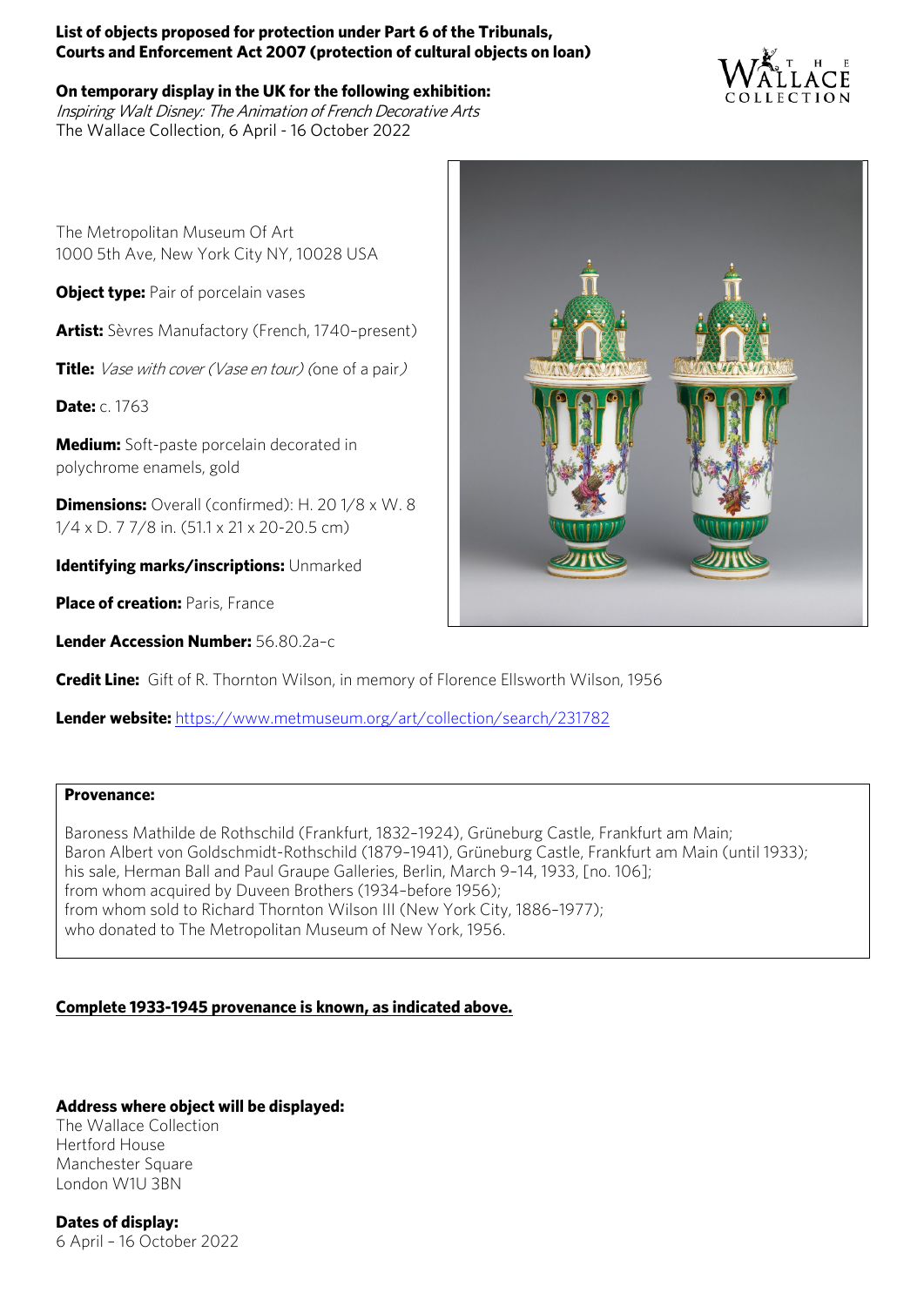**List of objects proposed for protection under Part 6 of the Tribunals, Courts and Enforcement Act 2007 (protection of cultural objects on loan)**

**On temporary display in the UK for the following exhibition:**
*Inspiring Walt Disney: The Animation of French Decorative Arts*
The Wallace Collection, 6 April - 16 October 2022

The Metropolitan Museum Of Art
1000 5th Ave, New York City NY, 10028 USA

**Object type:** Pair of porcelain vases

**Artist:** Sèvres Manufactory (French, 1740–present)

**Title:** *Vase with cover (Vase en tour) (*one of a pair*)*

**Date:** c. 1763

**Medium:** Soft-paste porcelain decorated in polychrome enamels, gold

**Dimensions:** Overall (confirmed): H. 20 1/8 x W. 8 1/4 x D. 7 7/8 in. (51.1 x 21 x 20-20.5 cm)

**Identifying marks/inscriptions:** Unmarked

**Place of creation:** Paris, France

**Lender Accession Number:** 56.80.2a–c

**Credit Line:** Gift of R. Thornton Wilson, in memory of Florence Ellsworth Wilson, 1956

**Lender website:** https://www.metmuseum.org/art/collection/search/231782

**Provenance:**

Baroness Mathilde de Rothschild (Frankfurt, 1832–1924), Grüneburg Castle, Frankfurt am Main;
Baron Albert von Goldschmidt-Rothschild (1879–1941), Grüneburg Castle, Frankfurt am Main (until 1933);
his sale, Herman Ball and Paul Graupe Galleries, Berlin, March 9–14, 1933, [no. 106];
from whom acquired by Duveen Brothers (1934–before 1956);
from whom sold to Richard Thornton Wilson III (New York City, 1886–1977);
who donated to The Metropolitan Museum of New York, 1956.

**Complete 1933-1945 provenance is known, as indicated above.**

**Address where object will be displayed:**
The Wallace Collection
Hertford House
Manchester Square
London W1U 3BN

**Dates of display:**
6 April – 16 October 2022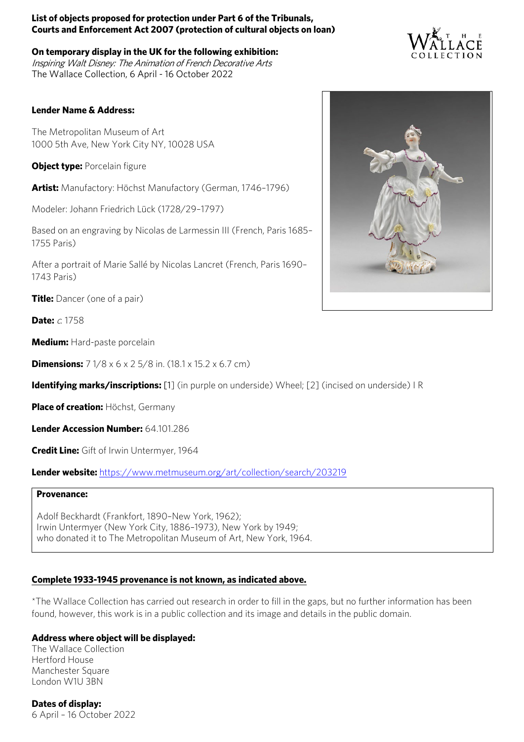**List of objects proposed for protection under Part 6 of the Tribunals, Courts and Enforcement Act 2007 (protection of cultural objects on loan)**

**On temporary display in the UK for the following exhibition:**
*Inspiring Walt Disney: The Animation of French Decorative Arts*
The Wallace Collection, 6 April - 16 October 2022

**Lender Name & Address:**

The Metropolitan Museum of Art
1000 5th Ave, New York City NY, 10028 USA

**Object type:** Porcelain figure

**Artist:** Manufactory: Höchst Manufactory (German, 1746–1796)

Modeler: Johann Friedrich Lück (1728/29–1797)

Based on an engraving by Nicolas de Larmessin III (French, Paris 1685–1755 Paris)

After a portrait of Marie Sallé by Nicolas Lancret (French, Paris 1690–1743 Paris)

**Title:** Dancer (one of a pair)

**Date:** *c.* 1758

**Medium:** Hard-paste porcelain

**Dimensions:** 7 1/8 x 6 x 2 5/8 in. (18.1 x 15.2 x 6.7 cm)

**Identifying marks/inscriptions:** [1] (in purple on underside) Wheel; [2] (incised on underside) I R

**Place of creation:** Höchst, Germany

**Lender Accession Number:** 64.101.286

**Credit Line:** Gift of Irwin Untermyer, 1964

**Lender website:** https://www.metmuseum.org/art/collection/search/203219

**Provenance:**

Adolf Beckhardt (Frankfort, 1890–New York, 1962);
Irwin Untermyer (New York City, 1886–1973), New York by 1949;
who donated it to The Metropolitan Museum of Art, New York, 1964.

**Complete 1933-1945 provenance is not known, as indicated above.**

*The Wallace Collection has carried out research in order to fill in the gaps, but no further information has been found, however, this work is in a public collection and its image and details in the public domain.

**Address where object will be displayed:**
The Wallace Collection
Hertford House
Manchester Square
London W1U 3BN

**Dates of display:**
6 April – 16 October 2022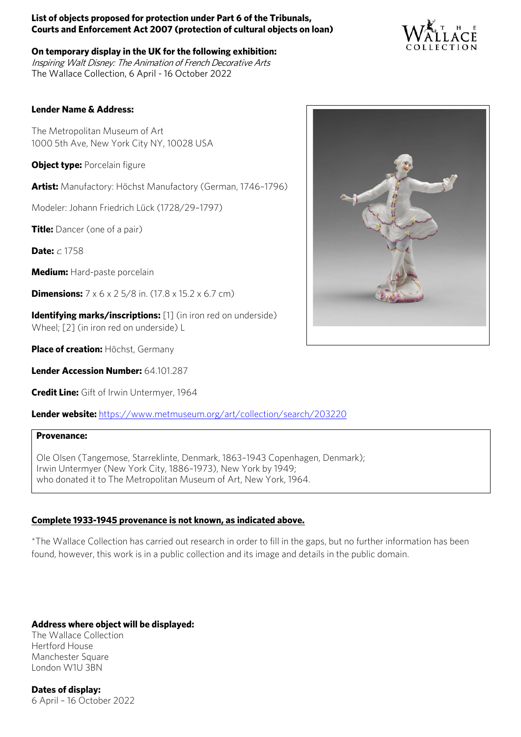**List of objects proposed for protection under Part 6 of the Tribunals, Courts and Enforcement Act 2007 (protection of cultural objects on loan)**

**On temporary display in the UK for the following exhibition:**
*Inspiring Walt Disney: The Animation of French Decorative Arts*
The Wallace Collection, 6 April - 16 October 2022

**Lender Name & Address:**

The Metropolitan Museum of Art
1000 5th Ave, New York City NY, 10028 USA

**Object type:** Porcelain figure

**Artist:** Manufactory: Höchst Manufactory (German, 1746–1796)

Modeler: Johann Friedrich Lück (1728/29–1797)

**Title:** Dancer (one of a pair)

**Date:** *c.* 1758

**Medium:** Hard-paste porcelain

**Dimensions:** 7 x 6 x 2 5/8 in. (17.8 x 15.2 x 6.7 cm)

**Identifying marks/inscriptions:** [1] (in iron red on underside) Wheel; [2] (in iron red on underside) L

**Place of creation:** Höchst, Germany

**Lender Accession Number:** 64.101.287

**Credit Line:** Gift of Irwin Untermyer, 1964

**Lender website:** https://www.metmuseum.org/art/collection/search/203220

**Provenance:**

Ole Olsen (Tangemose, Starreklinte, Denmark, 1863–1943 Copenhagen, Denmark);
Irwin Untermyer (New York City, 1886–1973), New York by 1949;
who donated it to The Metropolitan Museum of Art, New York, 1964.

**Complete 1933-1945 provenance is not known, as indicated above.**

*The Wallace Collection has carried out research in order to fill in the gaps, but no further information has been found, however, this work is in a public collection and its image and details in the public domain.

**Address where object will be displayed:**
The Wallace Collection
Hertford House
Manchester Square
London W1U 3BN

**Dates of display:**
6 April – 16 October 2022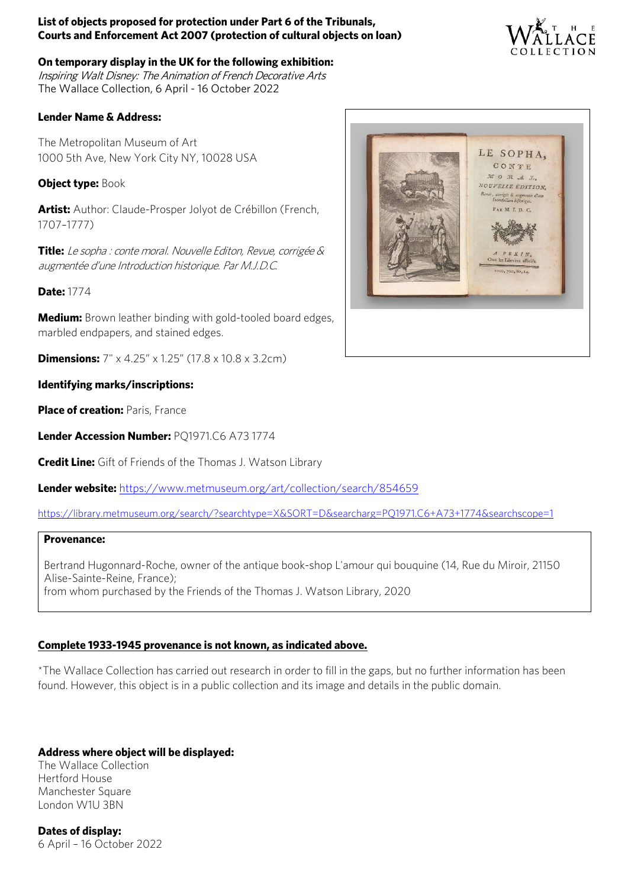**List of objects proposed for protection under Part 6 of the Tribunals, Courts and Enforcement Act 2007 (protection of cultural objects on loan)**

**On temporary display in the UK for the following exhibition:**
*Inspiring Walt Disney: The Animation of French Decorative Arts*
The Wallace Collection, 6 April - 16 October 2022

**Lender Name & Address:**

The Metropolitan Museum of Art
1000 5th Ave, New York City NY, 10028 USA

**Object type:** Book

**Artist:** Author: Claude-Prosper Jolyot de Crébillon (French, 1707–1777)

**Title:** *Le sopha : conte moral. Nouvelle Editon, Revue, corrigée & augmentée d'une Introduction historique. Par M.J.D.C.*

**Date:** 1774

**Medium:** Brown leather binding with gold-tooled board edges, marbled endpapers, and stained edges.

**Dimensions:** 7" x 4.25" x 1.25" (17.8 x 10.8 x 3.2cm)

**Identifying marks/inscriptions:**

**Place of creation:** Paris, France

**Lender Accession Number:** PQ1971.C6 A73 1774

**Credit Line:** Gift of Friends of the Thomas J. Watson Library

**Lender website:** https://www.metmuseum.org/art/collection/search/854659

https://library.metmuseum.org/search/?searchtype=X&SORT=D&searcharg=PQ1971.C6+A73+1774&searchscope=1

**Provenance:**

Bertrand Hugonnard-Roche, owner of the antique book-shop L'amour qui bouquine (14, Rue du Miroir, 21150 Alise-Sainte-Reine, France);
from whom purchased by the Friends of the Thomas J. Watson Library, 2020

**Complete 1933-1945 provenance is not known, as indicated above.**

*The Wallace Collection has carried out research in order to fill in the gaps, but no further information has been found. However, this object is in a public collection and its image and details in the public domain.

**Address where object will be displayed:**
The Wallace Collection
Hertford House
Manchester Square
London W1U 3BN

**Dates of display:**
6 April – 16 October 2022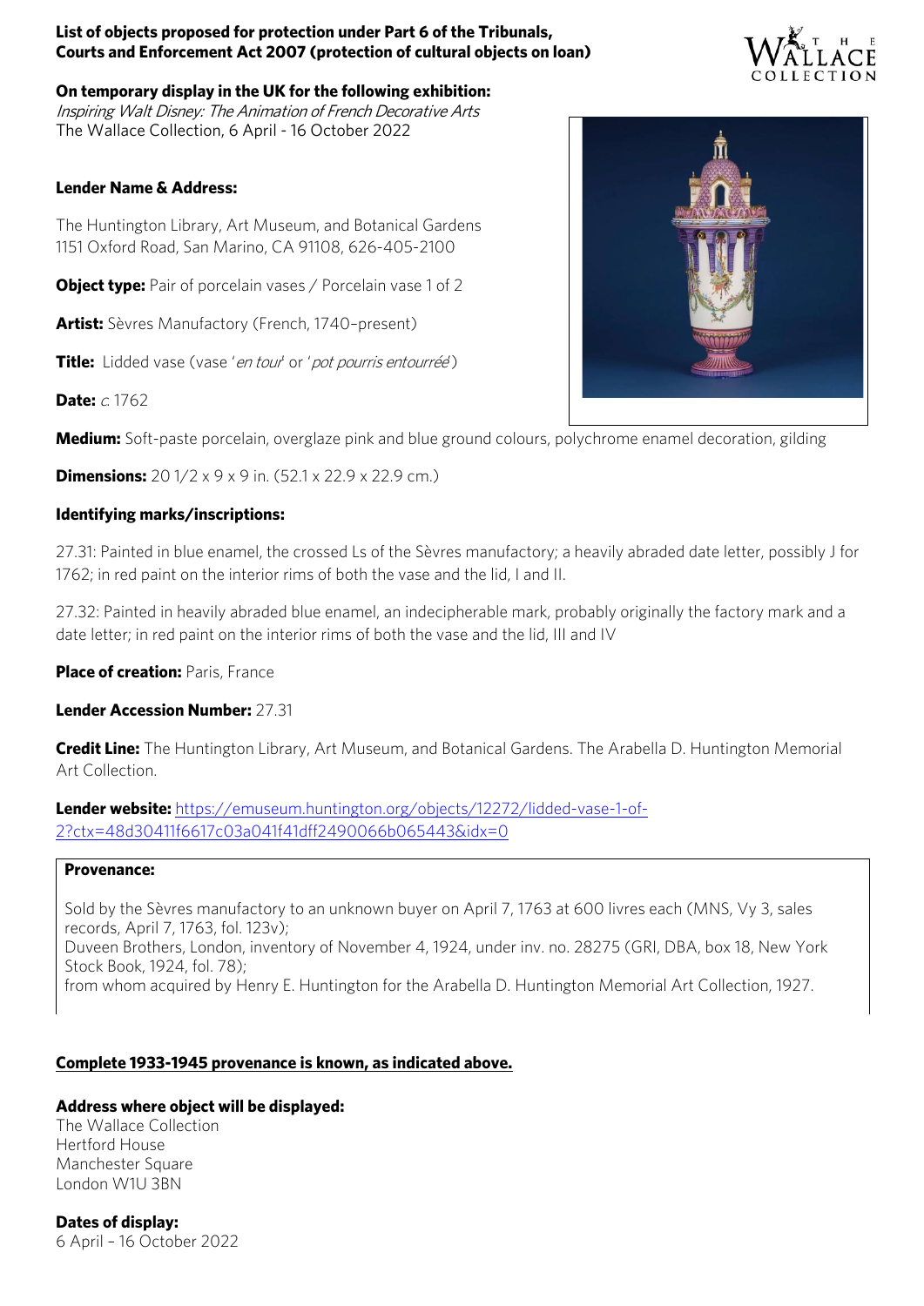**List of objects proposed for protection under Part 6 of the Tribunals, Courts and Enforcement Act 2007 (protection of cultural objects on loan)**

**On temporary display in the UK for the following exhibition:**
*Inspiring Walt Disney: The Animation of French Decorative Arts*
The Wallace Collection, 6 April - 16 October 2022

**Lender Name & Address:**

The Huntington Library, Art Museum, and Botanical Gardens
1151 Oxford Road, San Marino, CA 91108, 626-405-2100

**Object type:** Pair of porcelain vases / Porcelain vase 1 of 2

**Artist:** Sèvres Manufactory (French, 1740–present)

**Title:** Lidded vase (vase '*en tour*' or '*pot pourris entourrée*')

**Date:** *c.* 1762

**Medium:** Soft-paste porcelain, overglaze pink and blue ground colours, polychrome enamel decoration, gilding

**Dimensions:** 20 1/2 x 9 x 9 in. (52.1 x 22.9 x 22.9 cm.)

**Identifying marks/inscriptions:**

27.31: Painted in blue enamel, the crossed Ls of the Sèvres manufactory; a heavily abraded date letter, possibly J for 1762; in red paint on the interior rims of both the vase and the lid, I and II.

27.32: Painted in heavily abraded blue enamel, an indecipherable mark, probably originally the factory mark and a date letter; in red paint on the interior rims of both the vase and the lid, III and IV

**Place of creation:** Paris, France

**Lender Accession Number:** 27.31

**Credit Line:** The Huntington Library, Art Museum, and Botanical Gardens. The Arabella D. Huntington Memorial Art Collection.

**Lender website:** https://emuseum.huntington.org/objects/12272/lidded-vase-1-of-2?ctx=48d30411f6617c03a041f41dff2490066b065443&idx=0

**Provenance:**

Sold by the Sèvres manufactory to an unknown buyer on April 7, 1763 at 600 livres each (MNS, Vy 3, sales records, April 7, 1763, fol. 123v);
Duveen Brothers, London, inventory of November 4, 1924, under inv. no. 28275 (GRI, DBA, box 18, New York Stock Book, 1924, fol. 78);
from whom acquired by Henry E. Huntington for the Arabella D. Huntington Memorial Art Collection, 1927.

**Complete 1933-1945 provenance is known, as indicated above.**

**Address where object will be displayed:**
The Wallace Collection
Hertford House
Manchester Square
London W1U 3BN

**Dates of display:**
6 April – 16 October 2022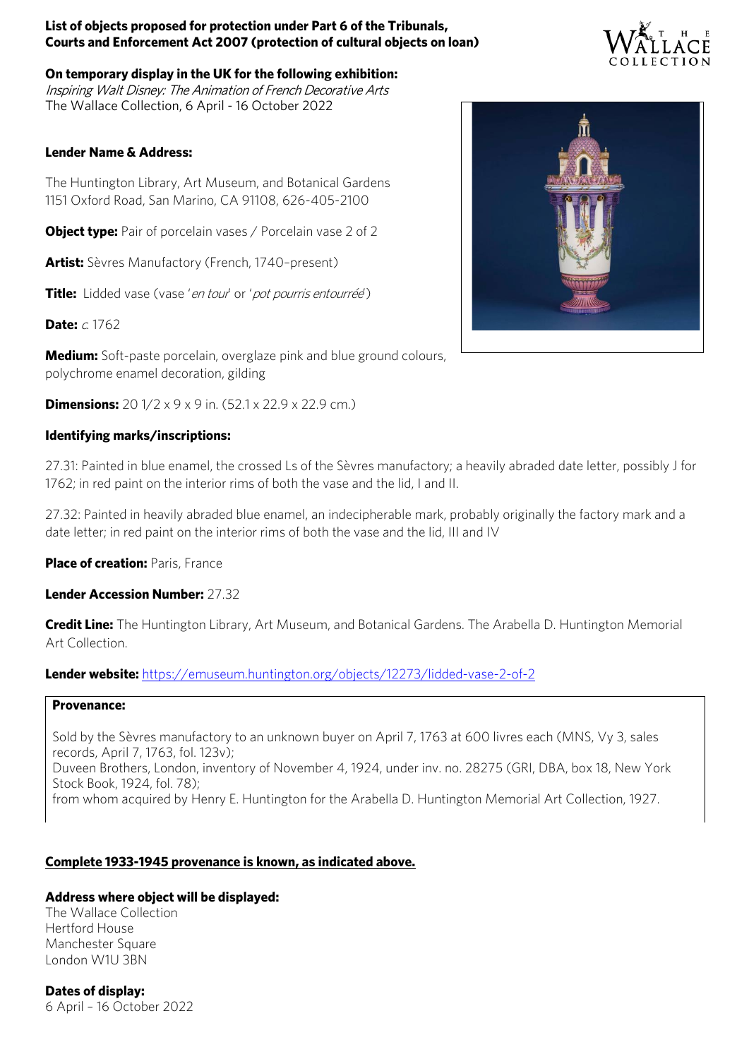**List of objects proposed for protection under Part 6 of the Tribunals, Courts and Enforcement Act 2007 (protection of cultural objects on loan)**

**On temporary display in the UK for the following exhibition:**
*Inspiring Walt Disney: The Animation of French Decorative Arts*
The Wallace Collection, 6 April - 16 October 2022

**Lender Name & Address:**

The Huntington Library, Art Museum, and Botanical Gardens
1151 Oxford Road, San Marino, CA 91108, 626-405-2100

**Object type:** Pair of porcelain vases / Porcelain vase 2 of 2

**Artist:** Sèvres Manufactory (French, 1740–present)

**Title:** Lidded vase (vase '*en tour*' or '*pot pourris entourrée*')

**Date:** *c.* 1762

**Medium:** Soft-paste porcelain, overglaze pink and blue ground colours, polychrome enamel decoration, gilding

**Dimensions:** 20 1/2 x 9 x 9 in. (52.1 x 22.9 x 22.9 cm.)

**Identifying marks/inscriptions:**

27.31: Painted in blue enamel, the crossed Ls of the Sèvres manufactory; a heavily abraded date letter, possibly J for 1762; in red paint on the interior rims of both the vase and the lid, I and II.

27.32: Painted in heavily abraded blue enamel, an indecipherable mark, probably originally the factory mark and a date letter; in red paint on the interior rims of both the vase and the lid, III and IV

**Place of creation:** Paris, France

**Lender Accession Number:** 27.32

**Credit Line:** The Huntington Library, Art Museum, and Botanical Gardens. The Arabella D. Huntington Memorial Art Collection.

**Lender website:** https://emuseum.huntington.org/objects/12273/lidded-vase-2-of-2

**Provenance:**

Sold by the Sèvres manufactory to an unknown buyer on April 7, 1763 at 600 livres each (MNS, Vy 3, sales records, April 7, 1763, fol. 123v);
Duveen Brothers, London, inventory of November 4, 1924, under inv. no. 28275 (GRI, DBA, box 18, New York Stock Book, 1924, fol. 78);
from whom acquired by Henry E. Huntington for the Arabella D. Huntington Memorial Art Collection, 1927.

**Complete 1933-1945 provenance is known, as indicated above.**

**Address where object will be displayed:**
The Wallace Collection
Hertford House
Manchester Square
London W1U 3BN

**Dates of display:**
6 April – 16 October 2022